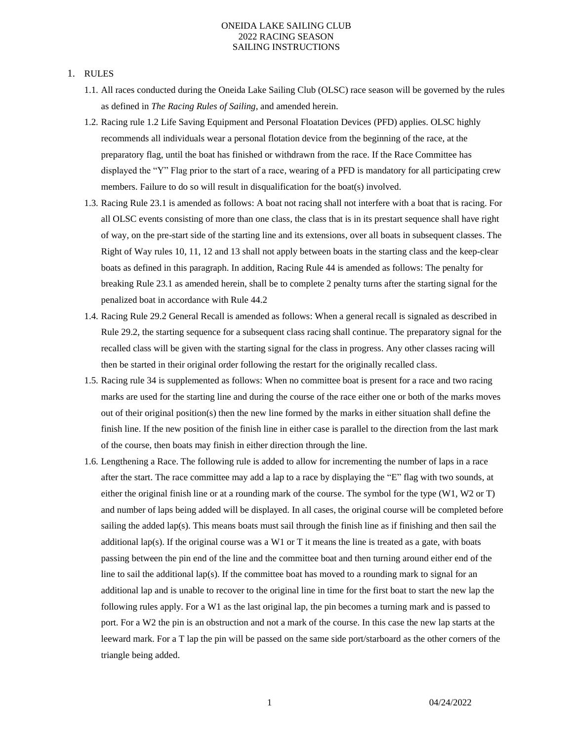# ONEIDA LAKE SAILING CLUB
# 2022 RACING SEASON
# SAILING INSTRUCTIONS

1. RULES

   1.1. All races conducted during the Oneida Lake Sailing Club (OLSC) race season will be governed by the rules as defined in *The Racing Rules of Sailing*, and amended herein.

   1.2. Racing rule 1.2 Life Saving Equipment and Personal Floatation Devices (PFD) applies. OLSC highly recommends all individuals wear a personal flotation device from the beginning of the race, at the preparatory flag, until the boat has finished or withdrawn from the race. If the Race Committee has displayed the "Y" Flag prior to the start of a race, wearing of a PFD is mandatory for all participating crew members. Failure to do so will result in disqualification for the boat(s) involved.

   1.3. Racing Rule 23.1 is amended as follows: A boat not racing shall not interfere with a boat that is racing. For all OLSC events consisting of more than one class, the class that is in its prestart sequence shall have right of way, on the pre-start side of the starting line and its extensions, over all boats in subsequent classes. The Right of Way rules 10, 11, 12 and 13 shall not apply between boats in the starting class and the keep-clear boats as defined in this paragraph. In addition, Racing Rule 44 is amended as follows: The penalty for breaking Rule 23.1 as amended herein, shall be to complete 2 penalty turns after the starting signal for the penalized boat in accordance with Rule 44.2

   1.4. Racing Rule 29.2 General Recall is amended as follows: When a general recall is signaled as described in Rule 29.2, the starting sequence for a subsequent class racing shall continue. The preparatory signal for the recalled class will be given with the starting signal for the class in progress. Any other classes racing will then be started in their original order following the restart for the originally recalled class.

   1.5. Racing rule 34 is supplemented as follows: When no committee boat is present for a race and two racing marks are used for the starting line and during the course of the race either one or both of the marks moves out of their original position(s) then the new line formed by the marks in either situation shall define the finish line. If the new position of the finish line in either case is parallel to the direction from the last mark of the course, then boats may finish in either direction through the line.

   1.6. Lengthening a Race. The following rule is added to allow for incrementing the number of laps in a race after the start. The race committee may add a lap to a race by displaying the "E" flag with two sounds, at either the original finish line or at a rounding mark of the course. The symbol for the type (W1, W2 or T) and number of laps being added will be displayed. In all cases, the original course will be completed before sailing the added lap(s). This means boats must sail through the finish line as if finishing and then sail the additional lap(s). If the original course was a W1 or T it means the line is treated as a gate, with boats passing between the pin end of the line and the committee boat and then turning around either end of the line to sail the additional lap(s). If the committee boat has moved to a rounding mark to signal for an additional lap and is unable to recover to the original line in time for the first boat to start the new lap the following rules apply. For a W1 as the last original lap, the pin becomes a turning mark and is passed to port. For a W2 the pin is an obstruction and not a mark of the course. In this case the new lap starts at the leeward mark. For a T lap the pin will be passed on the same side port/starboard as the other corners of the triangle being added.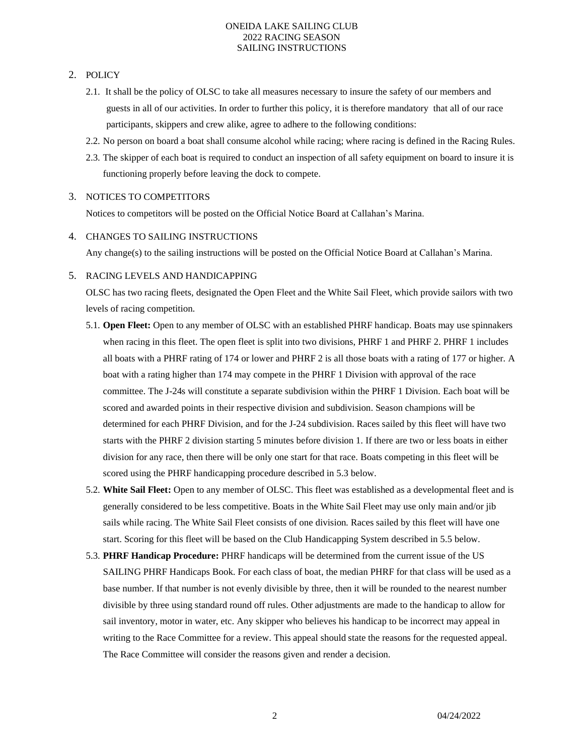## 2. POLICY

2.1. It shall be the policy of OLSC to take all measures necessary to insure the safety of our members and guests in all of our activities. In order to further this policy, it is therefore mandatory that all of our race participants, skippers and crew alike, agree to adhere to the following conditions:

2.2. No person on board a boat shall consume alcohol while racing; where racing is defined in the Racing Rules.

2.3. The skipper of each boat is required to conduct an inspection of all safety equipment on board to insure it is functioning properly before leaving the dock to compete.

## 3. NOTICES TO COMPETITORS

Notices to competitors will be posted on the Official Notice Board at Callahan's Marina.

## 4. CHANGES TO SAILING INSTRUCTIONS

Any change(s) to the sailing instructions will be posted on the Official Notice Board at Callahan's Marina.

## 5. RACING LEVELS AND HANDICAPPING

OLSC has two racing fleets, designated the Open Fleet and the White Sail Fleet, which provide sailors with two levels of racing competition.

5.1. **Open Fleet:** Open to any member of OLSC with an established PHRF handicap. Boats may use spinnakers when racing in this fleet. The open fleet is split into two divisions, PHRF 1 and PHRF 2. PHRF 1 includes all boats with a PHRF rating of 174 or lower and PHRF 2 is all those boats with a rating of 177 or higher. A boat with a rating higher than 174 may compete in the PHRF 1 Division with approval of the race committee. The J-24s will constitute a separate subdivision within the PHRF 1 Division. Each boat will be scored and awarded points in their respective division and subdivision. Season champions will be determined for each PHRF Division, and for the J-24 subdivision. Races sailed by this fleet will have two starts with the PHRF 2 division starting 5 minutes before division 1. If there are two or less boats in either division for any race, then there will be only one start for that race. Boats competing in this fleet will be scored using the PHRF handicapping procedure described in 5.3 below.

5.2. **White Sail Fleet:** Open to any member of OLSC. This fleet was established as a developmental fleet and is generally considered to be less competitive. Boats in the White Sail Fleet may use only main and/or jib sails while racing. The White Sail Fleet consists of one division. Races sailed by this fleet will have one start. Scoring for this fleet will be based on the Club Handicapping System described in 5.5 below.

5.3. **PHRF Handicap Procedure:** PHRF handicaps will be determined from the current issue of the US SAILING PHRF Handicaps Book. For each class of boat, the median PHRF for that class will be used as a base number. If that number is not evenly divisible by three, then it will be rounded to the nearest number divisible by three using standard round off rules. Other adjustments are made to the handicap to allow for sail inventory, motor in water, etc. Any skipper who believes his handicap to be incorrect may appeal in writing to the Race Committee for a review. This appeal should state the reasons for the requested appeal. The Race Committee will consider the reasons given and render a decision.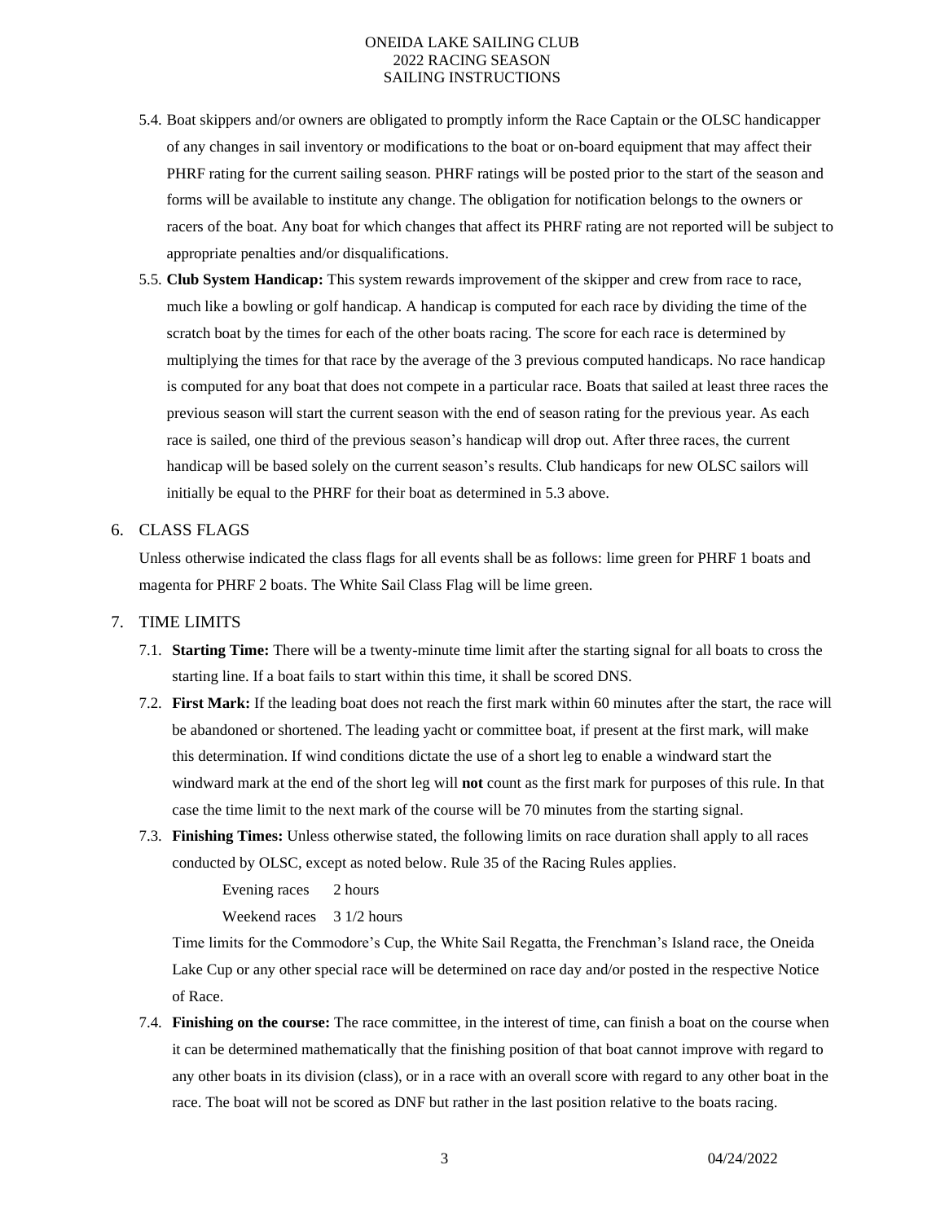5.4. Boat skippers and/or owners are obligated to promptly inform the Race Captain or the OLSC handicapper of any changes in sail inventory or modifications to the boat or on-board equipment that may affect their PHRF rating for the current sailing season. PHRF ratings will be posted prior to the start of the season and forms will be available to institute any change. The obligation for notification belongs to the owners or racers of the boat. Any boat for which changes that affect its PHRF rating are not reported will be subject to appropriate penalties and/or disqualifications.

5.5. **Club System Handicap:** This system rewards improvement of the skipper and crew from race to race, much like a bowling or golf handicap. A handicap is computed for each race by dividing the time of the scratch boat by the times for each of the other boats racing. The score for each race is determined by multiplying the times for that race by the average of the 3 previous computed handicaps. No race handicap is computed for any boat that does not compete in a particular race. Boats that sailed at least three races the previous season will start the current season with the end of season rating for the previous year. As each race is sailed, one third of the previous season's handicap will drop out. After three races, the current handicap will be based solely on the current season's results. Club handicaps for new OLSC sailors will initially be equal to the PHRF for their boat as determined in 5.3 above.

## 6. CLASS FLAGS

Unless otherwise indicated the class flags for all events shall be as follows: lime green for PHRF 1 boats and magenta for PHRF 2 boats. The White Sail Class Flag will be lime green.

## 7. TIME LIMITS

7.1. **Starting Time:** There will be a twenty-minute time limit after the starting signal for all boats to cross the starting line. If a boat fails to start within this time, it shall be scored DNS.

7.2. **First Mark:** If the leading boat does not reach the first mark within 60 minutes after the start, the race will be abandoned or shortened. The leading yacht or committee boat, if present at the first mark, will make this determination. If wind conditions dictate the use of a short leg to enable a windward start the windward mark at the end of the short leg will **not** count as the first mark for purposes of this rule. In that case the time limit to the next mark of the course will be 70 minutes from the starting signal.

7.3. **Finishing Times:** Unless otherwise stated, the following limits on race duration shall apply to all races conducted by OLSC, except as noted below. Rule 35 of the Racing Rules applies.

Evening races 2 hours

Weekend races 3 1/2 hours

Time limits for the Commodore's Cup, the White Sail Regatta, the Frenchman's Island race, the Oneida Lake Cup or any other special race will be determined on race day and/or posted in the respective Notice of Race.

7.4. **Finishing on the course:** The race committee, in the interest of time, can finish a boat on the course when it can be determined mathematically that the finishing position of that boat cannot improve with regard to any other boats in its division (class), or in a race with an overall score with regard to any other boat in the race. The boat will not be scored as DNF but rather in the last position relative to the boats racing.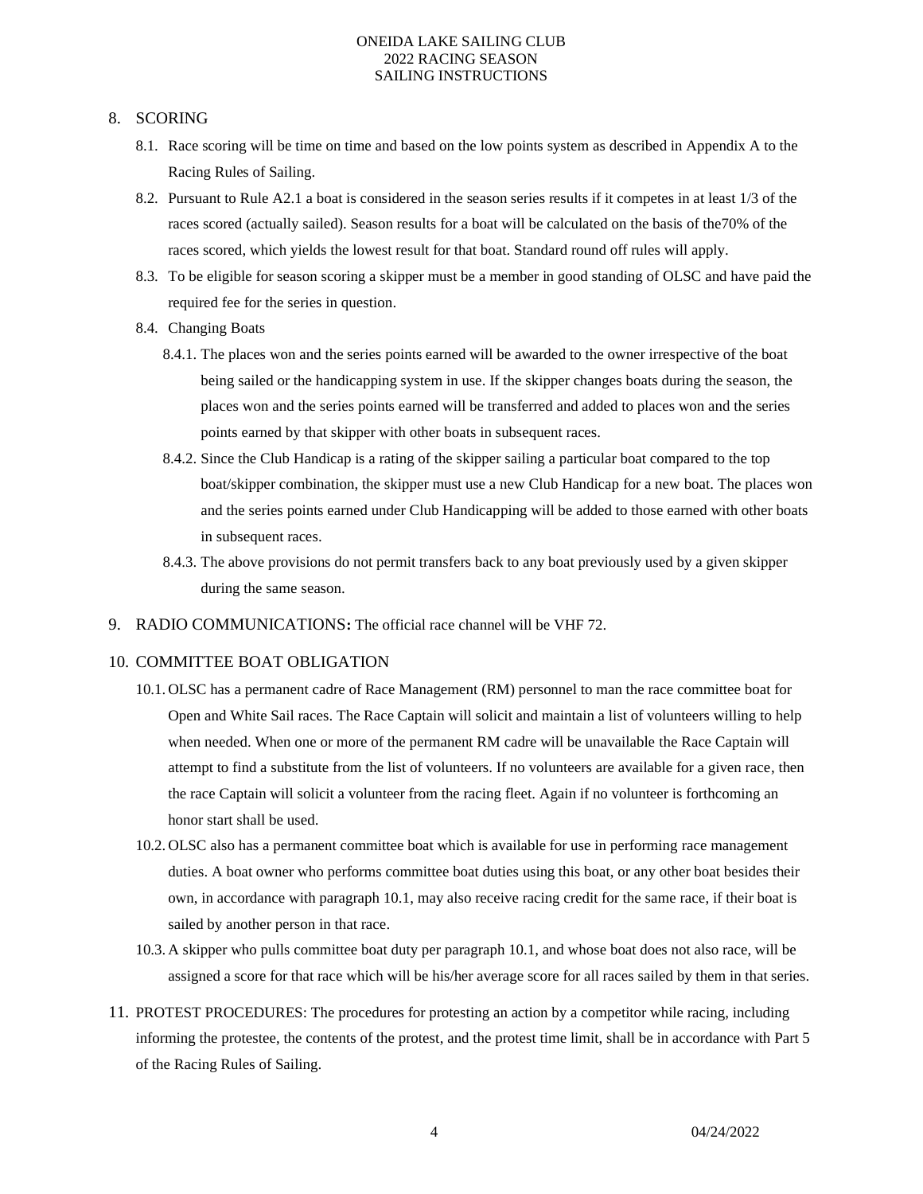## 8. SCORING

8.1. Race scoring will be time on time and based on the low points system as described in Appendix A to the Racing Rules of Sailing.

8.2. Pursuant to Rule A2.1 a boat is considered in the season series results if it competes in at least 1/3 of the races scored (actually sailed). Season results for a boat will be calculated on the basis of the70% of the races scored, which yields the lowest result for that boat. Standard round off rules will apply.

8.3. To be eligible for season scoring a skipper must be a member in good standing of OLSC and have paid the required fee for the series in question.

8.4. Changing Boats

8.4.1. The places won and the series points earned will be awarded to the owner irrespective of the boat being sailed or the handicapping system in use. If the skipper changes boats during the season, the places won and the series points earned will be transferred and added to places won and the series points earned by that skipper with other boats in subsequent races.

8.4.2. Since the Club Handicap is a rating of the skipper sailing a particular boat compared to the top boat/skipper combination, the skipper must use a new Club Handicap for a new boat. The places won and the series points earned under Club Handicapping will be added to those earned with other boats in subsequent races.

8.4.3. The above provisions do not permit transfers back to any boat previously used by a given skipper during the same season.

## 9. RADIO COMMUNICATIONS: The official race channel will be VHF 72.

## 10. COMMITTEE BOAT OBLIGATION

10.1. OLSC has a permanent cadre of Race Management (RM) personnel to man the race committee boat for Open and White Sail races. The Race Captain will solicit and maintain a list of volunteers willing to help when needed. When one or more of the permanent RM cadre will be unavailable the Race Captain will attempt to find a substitute from the list of volunteers. If no volunteers are available for a given race, then the race Captain will solicit a volunteer from the racing fleet. Again if no volunteer is forthcoming an honor start shall be used.

10.2. OLSC also has a permanent committee boat which is available for use in performing race management duties. A boat owner who performs committee boat duties using this boat, or any other boat besides their own, in accordance with paragraph 10.1, may also receive racing credit for the same race, if their boat is sailed by another person in that race.

10.3. A skipper who pulls committee boat duty per paragraph 10.1, and whose boat does not also race, will be assigned a score for that race which will be his/her average score for all races sailed by them in that series.

## 11. PROTEST PROCEDURES: The procedures for protesting an action by a competitor while racing, including informing the protestee, the contents of the protest, and the protest time limit, shall be in accordance with Part 5 of the Racing Rules of Sailing.